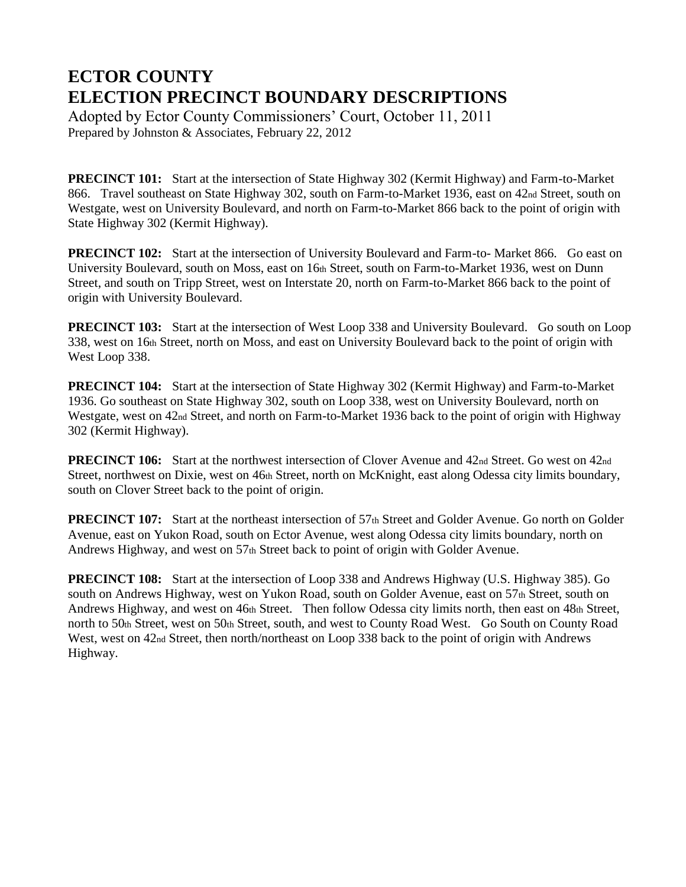# ECTOR COUNTY
# ELECTION PRECINCT BOUNDARY DESCRIPTIONS

Adopted by Ector County Commissioners' Court, October 11, 2011
Prepared by Johnston & Associates, February 22, 2012

**PRECINCT 101:** Start at the intersection of State Highway 302 (Kermit Highway) and Farm-to-Market 866. Travel southeast on State Highway 302, south on Farm-to-Market 1936, east on 42nd Street, south on Westgate, west on University Boulevard, and north on Farm-to-Market 866 back to the point of origin with State Highway 302 (Kermit Highway).

**PRECINCT 102:** Start at the intersection of University Boulevard and Farm-to- Market 866. Go east on University Boulevard, south on Moss, east on 16th Street, south on Farm-to-Market 1936, west on Dunn Street, and south on Tripp Street, west on Interstate 20, north on Farm-to-Market 866 back to the point of origin with University Boulevard.

**PRECINCT 103:** Start at the intersection of West Loop 338 and University Boulevard. Go south on Loop 338, west on 16th Street, north on Moss, and east on University Boulevard back to the point of origin with West Loop 338.

**PRECINCT 104:** Start at the intersection of State Highway 302 (Kermit Highway) and Farm-to-Market 1936. Go southeast on State Highway 302, south on Loop 338, west on University Boulevard, north on Westgate, west on 42nd Street, and north on Farm-to-Market 1936 back to the point of origin with Highway 302 (Kermit Highway).

**PRECINCT 106:** Start at the northwest intersection of Clover Avenue and 42nd Street. Go west on 42nd Street, northwest on Dixie, west on 46th Street, north on McKnight, east along Odessa city limits boundary, south on Clover Street back to the point of origin.

**PRECINCT 107:** Start at the northeast intersection of 57th Street and Golder Avenue. Go north on Golder Avenue, east on Yukon Road, south on Ector Avenue, west along Odessa city limits boundary, north on Andrews Highway, and west on 57th Street back to point of origin with Golder Avenue.

**PRECINCT 108:** Start at the intersection of Loop 338 and Andrews Highway (U.S. Highway 385). Go south on Andrews Highway, west on Yukon Road, south on Golder Avenue, east on 57th Street, south on Andrews Highway, and west on 46th Street. Then follow Odessa city limits north, then east on 48th Street, north to 50th Street, west on 50th Street, south, and west to County Road West. Go South on County Road West, west on 42nd Street, then north/northeast on Loop 338 back to the point of origin with Andrews Highway.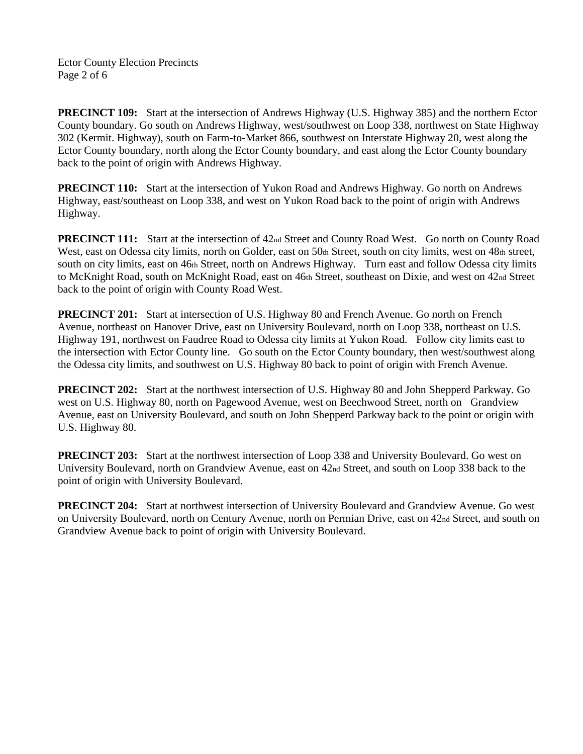**PRECINCT 109:** Start at the intersection of Andrews Highway (U.S. Highway 385) and the northern Ector County boundary. Go south on Andrews Highway, west/southwest on Loop 338, northwest on State Highway 302 (Kermit. Highway), south on Farm-to-Market 866, southwest on Interstate Highway 20, west along the Ector County boundary, north along the Ector County boundary, and east along the Ector County boundary back to the point of origin with Andrews Highway.

**PRECINCT 110:** Start at the intersection of Yukon Road and Andrews Highway. Go north on Andrews Highway, east/southeast on Loop 338, and west on Yukon Road back to the point of origin with Andrews Highway.

**PRECINCT 111:** Start at the intersection of 42nd Street and County Road West. Go north on County Road West, east on Odessa city limits, north on Golder, east on 50th Street, south on city limits, west on 48th street, south on city limits, east on 46th Street, north on Andrews Highway. Turn east and follow Odessa city limits to McKnight Road, south on McKnight Road, east on 46th Street, southeast on Dixie, and west on 42nd Street back to the point of origin with County Road West.

**PRECINCT 201:** Start at intersection of U.S. Highway 80 and French Avenue. Go north on French Avenue, northeast on Hanover Drive, east on University Boulevard, north on Loop 338, northeast on U.S. Highway 191, northwest on Faudree Road to Odessa city limits at Yukon Road. Follow city limits east to the intersection with Ector County line. Go south on the Ector County boundary, then west/southwest along the Odessa city limits, and southwest on U.S. Highway 80 back to point of origin with French Avenue.

**PRECINCT 202:** Start at the northwest intersection of U.S. Highway 80 and John Shepperd Parkway. Go west on U.S. Highway 80, north on Pagewood Avenue, west on Beechwood Street, north on Grandview Avenue, east on University Boulevard, and south on John Shepperd Parkway back to the point or origin with U.S. Highway 80.

**PRECINCT 203:** Start at the northwest intersection of Loop 338 and University Boulevard. Go west on University Boulevard, north on Grandview Avenue, east on 42nd Street, and south on Loop 338 back to the point of origin with University Boulevard.

**PRECINCT 204:** Start at northwest intersection of University Boulevard and Grandview Avenue. Go west on University Boulevard, north on Century Avenue, north on Permian Drive, east on 42nd Street, and south on Grandview Avenue back to point of origin with University Boulevard.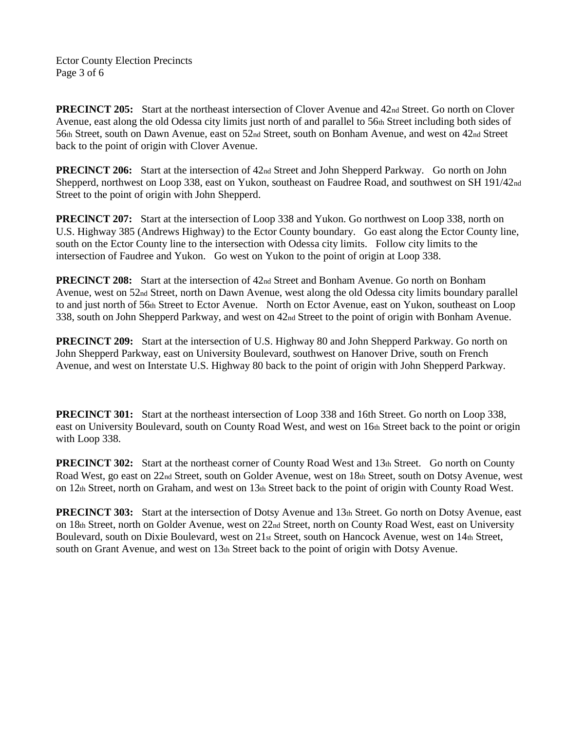**PRECINCT 205:** Start at the northeast intersection of Clover Avenue and 42nd Street. Go north on Clover Avenue, east along the old Odessa city limits just north of and parallel to 56th Street including both sides of 56th Street, south on Dawn Avenue, east on 52nd Street, south on Bonham Avenue, and west on 42nd Street back to the point of origin with Clover Avenue.

**PREClNCT 206:** Start at the intersection of 42nd Street and John Shepperd Parkway. Go north on John Shepperd, northwest on Loop 338, east on Yukon, southeast on Faudree Road, and southwest on SH 191/42nd Street to the point of origin with John Shepperd.

**PREClNCT 207:** Start at the intersection of Loop 338 and Yukon. Go northwest on Loop 338, north on U.S. Highway 385 (Andrews Highway) to the Ector County boundary. Go east along the Ector County line, south on the Ector County line to the intersection with Odessa city limits. Follow city limits to the intersection of Faudree and Yukon. Go west on Yukon to the point of origin at Loop 338.

**PREClNCT 208:** Start at the intersection of 42nd Street and Bonham Avenue. Go north on Bonham Avenue, west on 52nd Street, north on Dawn Avenue, west along the old Odessa city limits boundary parallel to and just north of 56th Street to Ector Avenue. North on Ector Avenue, east on Yukon, southeast on Loop 338, south on John Shepperd Parkway, and west on 42nd Street to the point of origin with Bonham Avenue.

**PRECINCT 209:** Start at the intersection of U.S. Highway 80 and John Shepperd Parkway. Go north on John Shepperd Parkway, east on University Boulevard, southwest on Hanover Drive, south on French Avenue, and west on Interstate U.S. Highway 80 back to the point of origin with John Shepperd Parkway.

**PRECINCT 301:** Start at the northeast intersection of Loop 338 and 16th Street. Go north on Loop 338, east on University Boulevard, south on County Road West, and west on 16th Street back to the point or origin with Loop 338.

**PRECINCT 302:** Start at the northeast corner of County Road West and 13th Street. Go north on County Road West, go east on 22nd Street, south on Golder Avenue, west on 18th Street, south on Dotsy Avenue, west on 12th Street, north on Graham, and west on 13th Street back to the point of origin with County Road West.

**PRECINCT 303:** Start at the intersection of Dotsy Avenue and 13th Street. Go north on Dotsy Avenue, east on 18th Street, north on Golder Avenue, west on 22nd Street, north on County Road West, east on University Boulevard, south on Dixie Boulevard, west on 21st Street, south on Hancock Avenue, west on 14th Street, south on Grant Avenue, and west on 13th Street back to the point of origin with Dotsy Avenue.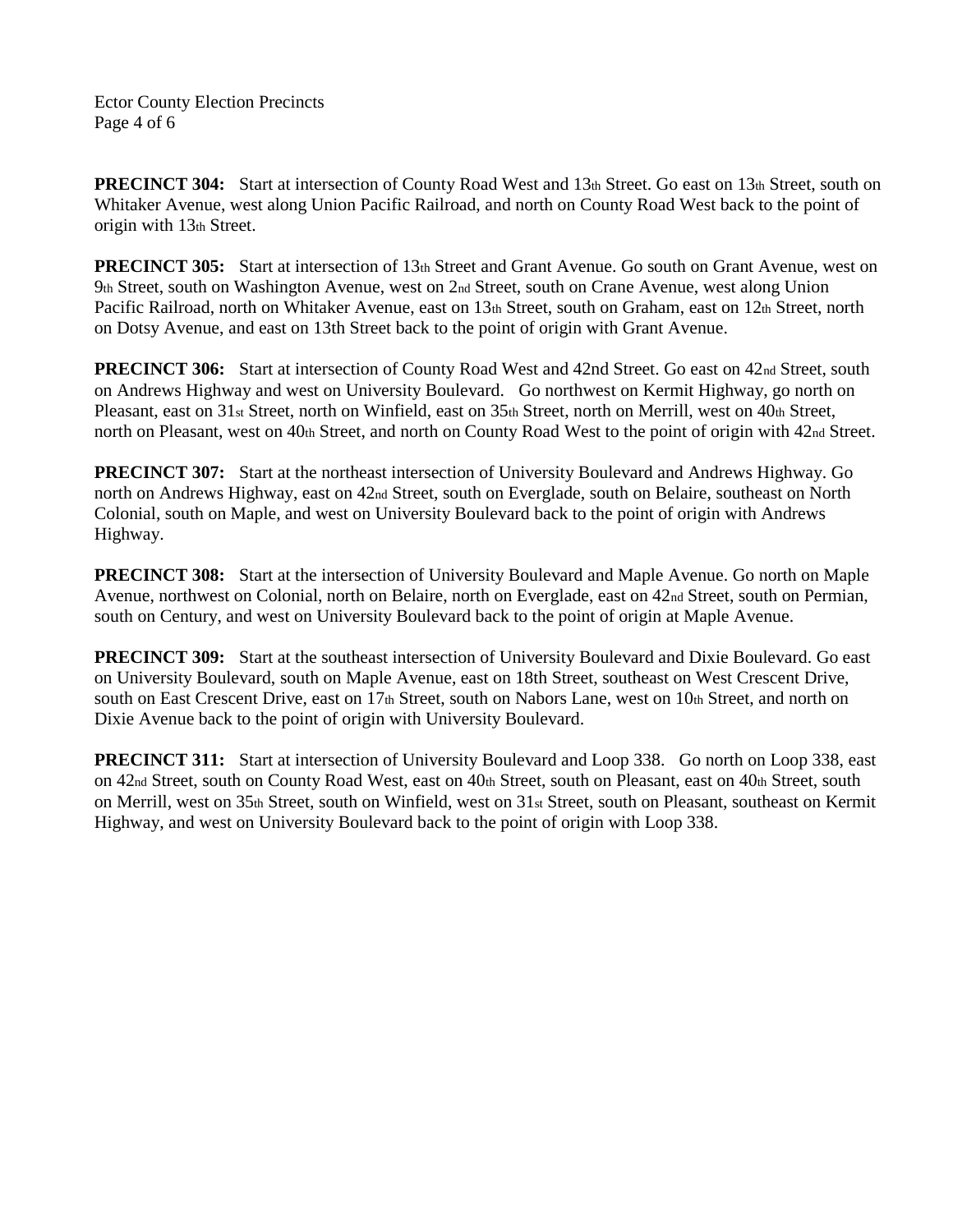**PRECINCT 304:** Start at intersection of County Road West and 13th Street. Go east on 13th Street, south on Whitaker Avenue, west along Union Pacific Railroad, and north on County Road West back to the point of origin with 13th Street.

**PRECINCT 305:** Start at intersection of 13th Street and Grant Avenue. Go south on Grant Avenue, west on 9th Street, south on Washington Avenue, west on 2nd Street, south on Crane Avenue, west along Union Pacific Railroad, north on Whitaker Avenue, east on 13th Street, south on Graham, east on 12th Street, north on Dotsy Avenue, and east on 13th Street back to the point of origin with Grant Avenue.

**PRECINCT 306:** Start at intersection of County Road West and 42nd Street. Go east on 42nd Street, south on Andrews Highway and west on University Boulevard. Go northwest on Kermit Highway, go north on Pleasant, east on 31st Street, north on Winfield, east on 35th Street, north on Merrill, west on 40th Street, north on Pleasant, west on 40th Street, and north on County Road West to the point of origin with 42nd Street.

**PRECINCT 307:** Start at the northeast intersection of University Boulevard and Andrews Highway. Go north on Andrews Highway, east on 42nd Street, south on Everglade, south on Belaire, southeast on North Colonial, south on Maple, and west on University Boulevard back to the point of origin with Andrews Highway.

**PRECINCT 308:** Start at the intersection of University Boulevard and Maple Avenue. Go north on Maple Avenue, northwest on Colonial, north on Belaire, north on Everglade, east on 42nd Street, south on Permian, south on Century, and west on University Boulevard back to the point of origin at Maple Avenue.

**PRECINCT 309:** Start at the southeast intersection of University Boulevard and Dixie Boulevard. Go east on University Boulevard, south on Maple Avenue, east on 18th Street, southeast on West Crescent Drive, south on East Crescent Drive, east on 17th Street, south on Nabors Lane, west on 10th Street, and north on Dixie Avenue back to the point of origin with University Boulevard.

**PRECINCT 311:** Start at intersection of University Boulevard and Loop 338. Go north on Loop 338, east on 42nd Street, south on County Road West, east on 40th Street, south on Pleasant, east on 40th Street, south on Merrill, west on 35th Street, south on Winfield, west on 31st Street, south on Pleasant, southeast on Kermit Highway, and west on University Boulevard back to the point of origin with Loop 338.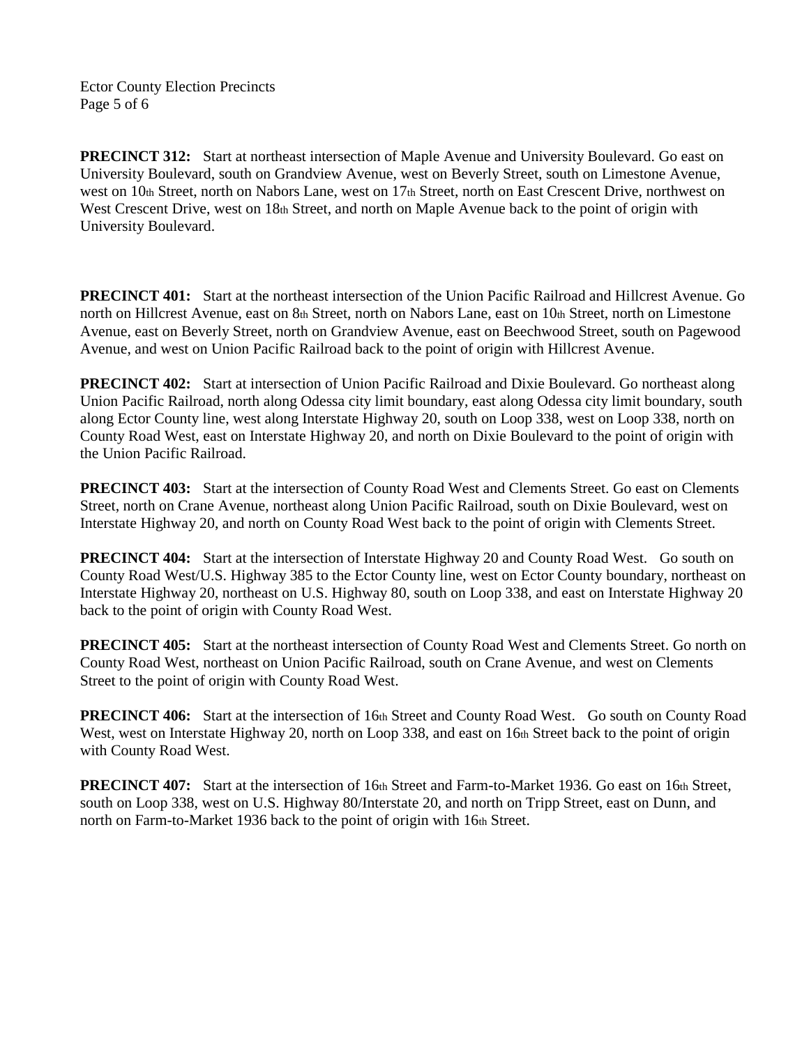**PRECINCT 312:** Start at northeast intersection of Maple Avenue and University Boulevard. Go east on University Boulevard, south on Grandview Avenue, west on Beverly Street, south on Limestone Avenue, west on 10th Street, north on Nabors Lane, west on 17th Street, north on East Crescent Drive, northwest on West Crescent Drive, west on 18th Street, and north on Maple Avenue back to the point of origin with University Boulevard.

**PRECINCT 401:** Start at the northeast intersection of the Union Pacific Railroad and Hillcrest Avenue. Go north on Hillcrest Avenue, east on 8th Street, north on Nabors Lane, east on 10th Street, north on Limestone Avenue, east on Beverly Street, north on Grandview Avenue, east on Beechwood Street, south on Pagewood Avenue, and west on Union Pacific Railroad back to the point of origin with Hillcrest Avenue.

**PRECINCT 402:** Start at intersection of Union Pacific Railroad and Dixie Boulevard. Go northeast along Union Pacific Railroad, north along Odessa city limit boundary, east along Odessa city limit boundary, south along Ector County line, west along Interstate Highway 20, south on Loop 338, west on Loop 338, north on County Road West, east on Interstate Highway 20, and north on Dixie Boulevard to the point of origin with the Union Pacific Railroad.

**PRECINCT 403:** Start at the intersection of County Road West and Clements Street. Go east on Clements Street, north on Crane Avenue, northeast along Union Pacific Railroad, south on Dixie Boulevard, west on Interstate Highway 20, and north on County Road West back to the point of origin with Clements Street.

**PRECINCT 404:** Start at the intersection of Interstate Highway 20 and County Road West. Go south on County Road West/U.S. Highway 385 to the Ector County line, west on Ector County boundary, northeast on Interstate Highway 20, northeast on U.S. Highway 80, south on Loop 338, and east on Interstate Highway 20 back to the point of origin with County Road West.

**PRECINCT 405:** Start at the northeast intersection of County Road West and Clements Street. Go north on County Road West, northeast on Union Pacific Railroad, south on Crane Avenue, and west on Clements Street to the point of origin with County Road West.

**PRECINCT 406:** Start at the intersection of 16th Street and County Road West. Go south on County Road West, west on Interstate Highway 20, north on Loop 338, and east on 16th Street back to the point of origin with County Road West.

**PRECINCT 407:** Start at the intersection of 16th Street and Farm-to-Market 1936. Go east on 16th Street, south on Loop 338, west on U.S. Highway 80/Interstate 20, and north on Tripp Street, east on Dunn, and north on Farm-to-Market 1936 back to the point of origin with 16th Street.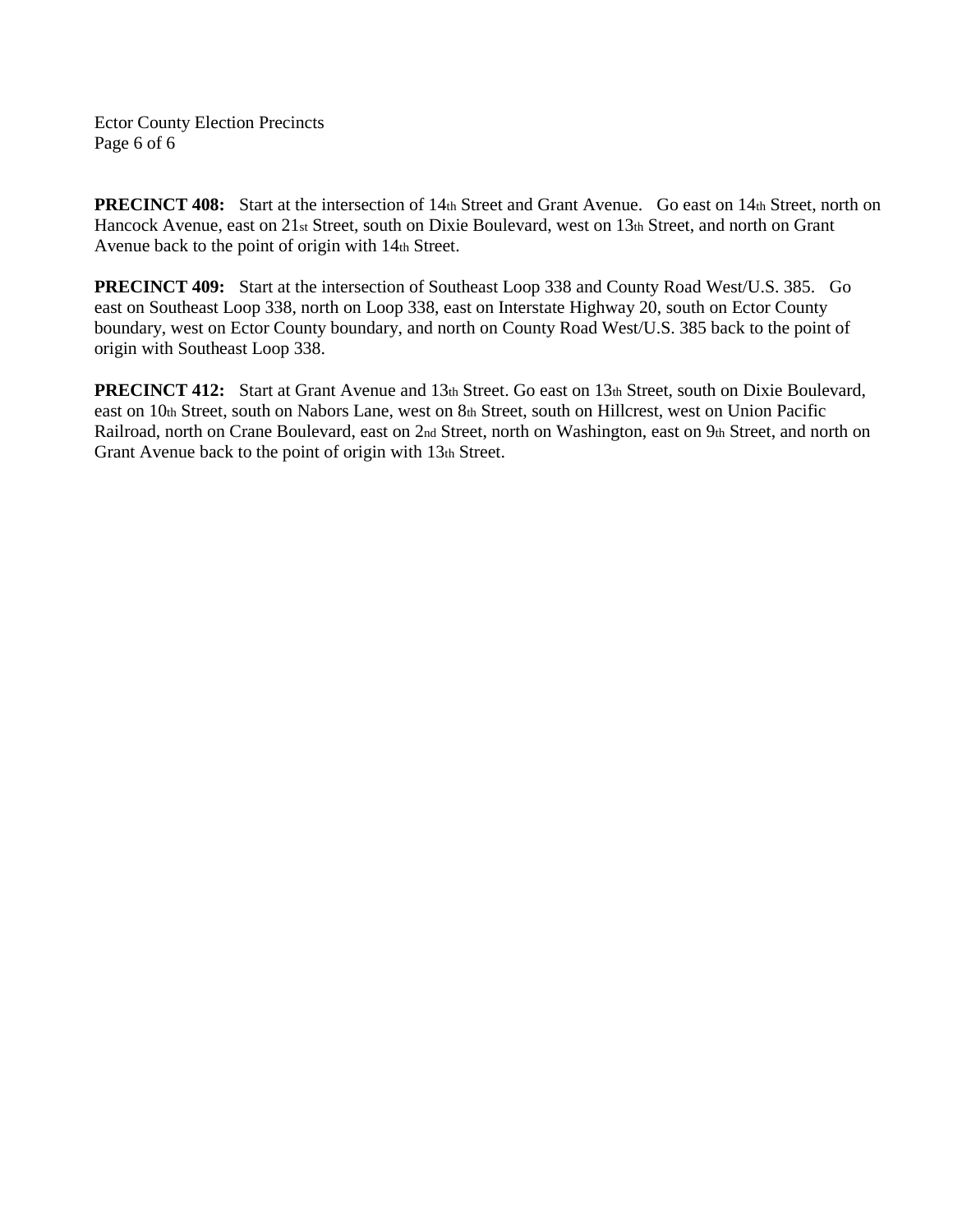**PRECINCT 408:** Start at the intersection of 14th Street and Grant Avenue. Go east on 14th Street, north on Hancock Avenue, east on 21st Street, south on Dixie Boulevard, west on 13th Street, and north on Grant Avenue back to the point of origin with 14th Street.

**PRECINCT 409:** Start at the intersection of Southeast Loop 338 and County Road West/U.S. 385. Go east on Southeast Loop 338, north on Loop 338, east on Interstate Highway 20, south on Ector County boundary, west on Ector County boundary, and north on County Road West/U.S. 385 back to the point of origin with Southeast Loop 338.

**PRECINCT 412:** Start at Grant Avenue and 13th Street. Go east on 13th Street, south on Dixie Boulevard, east on 10th Street, south on Nabors Lane, west on 8th Street, south on Hillcrest, west on Union Pacific Railroad, north on Crane Boulevard, east on 2nd Street, north on Washington, east on 9th Street, and north on Grant Avenue back to the point of origin with 13th Street.